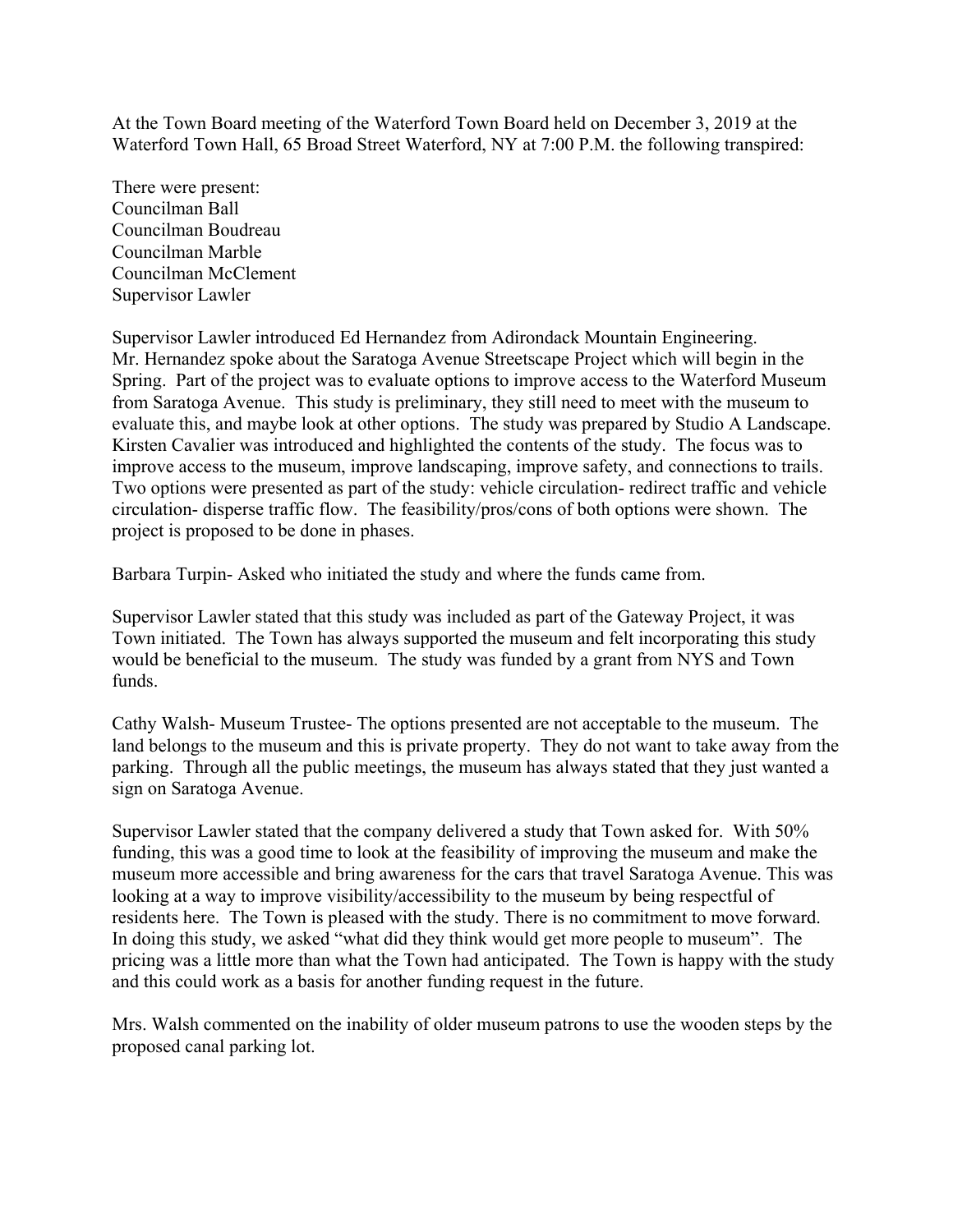At the Town Board meeting of the Waterford Town Board held on December 3, 2019 at the Waterford Town Hall, 65 Broad Street Waterford, NY at 7:00 P.M. the following transpired:

There were present:
Councilman Ball
Councilman Boudreau
Councilman Marble
Councilman McClement
Supervisor Lawler

Supervisor Lawler introduced Ed Hernandez from Adirondack Mountain Engineering. Mr. Hernandez spoke about the Saratoga Avenue Streetscape Project which will begin in the Spring. Part of the project was to evaluate options to improve access to the Waterford Museum from Saratoga Avenue. This study is preliminary, they still need to meet with the museum to evaluate this, and maybe look at other options. The study was prepared by Studio A Landscape. Kirsten Cavalier was introduced and highlighted the contents of the study. The focus was to improve access to the museum, improve landscaping, improve safety, and connections to trails. Two options were presented as part of the study: vehicle circulation- redirect traffic and vehicle circulation- disperse traffic flow. The feasibility/pros/cons of both options were shown. The project is proposed to be done in phases.

Barbara Turpin- Asked who initiated the study and where the funds came from.

Supervisor Lawler stated that this study was included as part of the Gateway Project, it was Town initiated. The Town has always supported the museum and felt incorporating this study would be beneficial to the museum. The study was funded by a grant from NYS and Town funds.

Cathy Walsh- Museum Trustee- The options presented are not acceptable to the museum. The land belongs to the museum and this is private property. They do not want to take away from the parking. Through all the public meetings, the museum has always stated that they just wanted a sign on Saratoga Avenue.

Supervisor Lawler stated that the company delivered a study that Town asked for. With 50% funding, this was a good time to look at the feasibility of improving the museum and make the museum more accessible and bring awareness for the cars that travel Saratoga Avenue. This was looking at a way to improve visibility/accessibility to the museum by being respectful of residents here. The Town is pleased with the study. There is no commitment to move forward. In doing this study, we asked "what did they think would get more people to museum". The pricing was a little more than what the Town had anticipated. The Town is happy with the study and this could work as a basis for another funding request in the future.

Mrs. Walsh commented on the inability of older museum patrons to use the wooden steps by the proposed canal parking lot.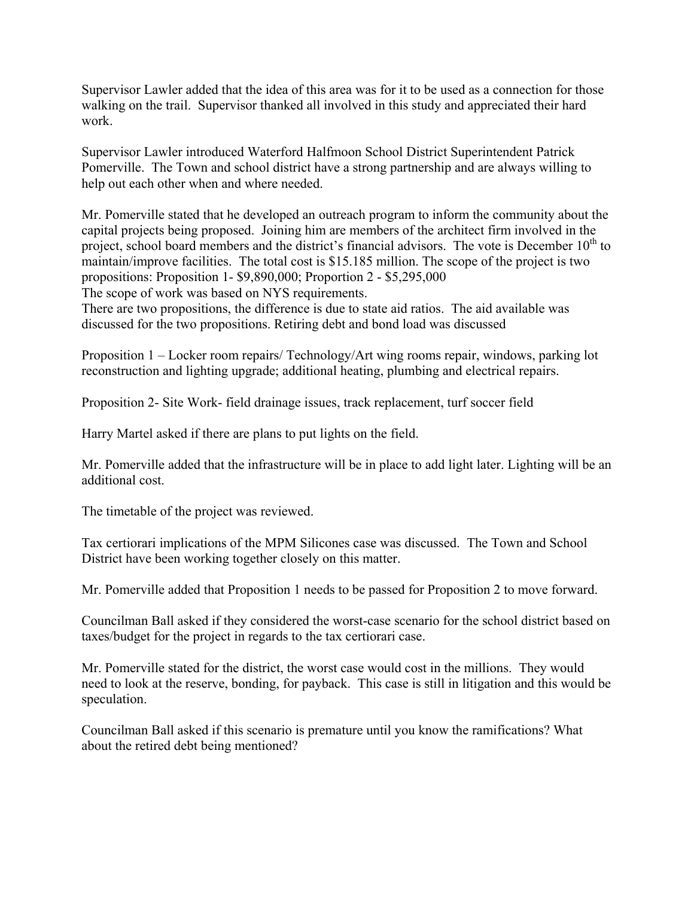Supervisor Lawler added that the idea of this area was for it to be used as a connection for those walking on the trail. Supervisor thanked all involved in this study and appreciated their hard work.

Supervisor Lawler introduced Waterford Halfmoon School District Superintendent Patrick Pomerville. The Town and school district have a strong partnership and are always willing to help out each other when and where needed.

Mr. Pomerville stated that he developed an outreach program to inform the community about the capital projects being proposed. Joining him are members of the architect firm involved in the project, school board members and the district's financial advisors. The vote is December 10th to maintain/improve facilities. The total cost is $15.185 million. The scope of the project is two propositions: Proposition 1- $9,890,000; Proportion 2 - $5,295,000
The scope of work was based on NYS requirements.
There are two propositions, the difference is due to state aid ratios. The aid available was discussed for the two propositions. Retiring debt and bond load was discussed

Proposition 1 – Locker room repairs/ Technology/Art wing rooms repair, windows, parking lot reconstruction and lighting upgrade; additional heating, plumbing and electrical repairs.

Proposition 2- Site Work- field drainage issues, track replacement, turf soccer field

Harry Martel asked if there are plans to put lights on the field.

Mr. Pomerville added that the infrastructure will be in place to add light later. Lighting will be an additional cost.

The timetable of the project was reviewed.

Tax certiorari implications of the MPM Silicones case was discussed. The Town and School District have been working together closely on this matter.

Mr. Pomerville added that Proposition 1 needs to be passed for Proposition 2 to move forward.

Councilman Ball asked if they considered the worst-case scenario for the school district based on taxes/budget for the project in regards to the tax certiorari case.

Mr. Pomerville stated for the district, the worst case would cost in the millions. They would need to look at the reserve, bonding, for payback. This case is still in litigation and this would be speculation.

Councilman Ball asked if this scenario is premature until you know the ramifications? What about the retired debt being mentioned?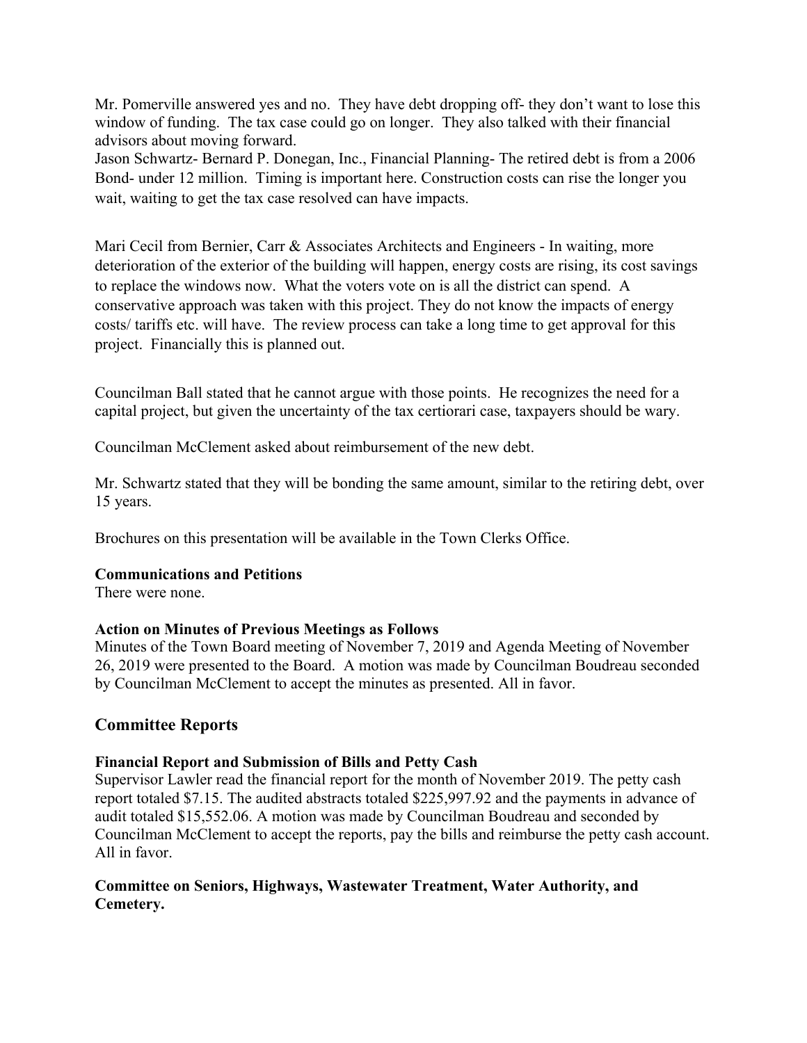Mr. Pomerville answered yes and no. They have debt dropping off- they don't want to lose this window of funding. The tax case could go on longer. They also talked with their financial advisors about moving forward.
Jason Schwartz- Bernard P. Donegan, Inc., Financial Planning- The retired debt is from a 2006 Bond- under 12 million. Timing is important here. Construction costs can rise the longer you wait, waiting to get the tax case resolved can have impacts.

Mari Cecil from Bernier, Carr & Associates Architects and Engineers - In waiting, more deterioration of the exterior of the building will happen, energy costs are rising, its cost savings to replace the windows now. What the voters vote on is all the district can spend. A conservative approach was taken with this project. They do not know the impacts of energy costs/ tariffs etc. will have. The review process can take a long time to get approval for this project. Financially this is planned out.

Councilman Ball stated that he cannot argue with those points. He recognizes the need for a capital project, but given the uncertainty of the tax certiorari case, taxpayers should be wary.

Councilman McClement asked about reimbursement of the new debt.

Mr. Schwartz stated that they will be bonding the same amount, similar to the retiring debt, over 15 years.

Brochures on this presentation will be available in the Town Clerks Office.

**Communications and Petitions**
There were none.

**Action on Minutes of Previous Meetings as Follows**
Minutes of the Town Board meeting of November 7, 2019 and Agenda Meeting of November 26, 2019 were presented to the Board. A motion was made by Councilman Boudreau seconded by Councilman McClement to accept the minutes as presented. All in favor.

## Committee Reports

**Financial Report and Submission of Bills and Petty Cash**
Supervisor Lawler read the financial report for the month of November 2019. The petty cash report totaled $7.15. The audited abstracts totaled $225,997.92 and the payments in advance of audit totaled $15,552.06. A motion was made by Councilman Boudreau and seconded by Councilman McClement to accept the reports, pay the bills and reimburse the petty cash account. All in favor.

**Committee on Seniors, Highways, Wastewater Treatment, Water Authority, and Cemetery.**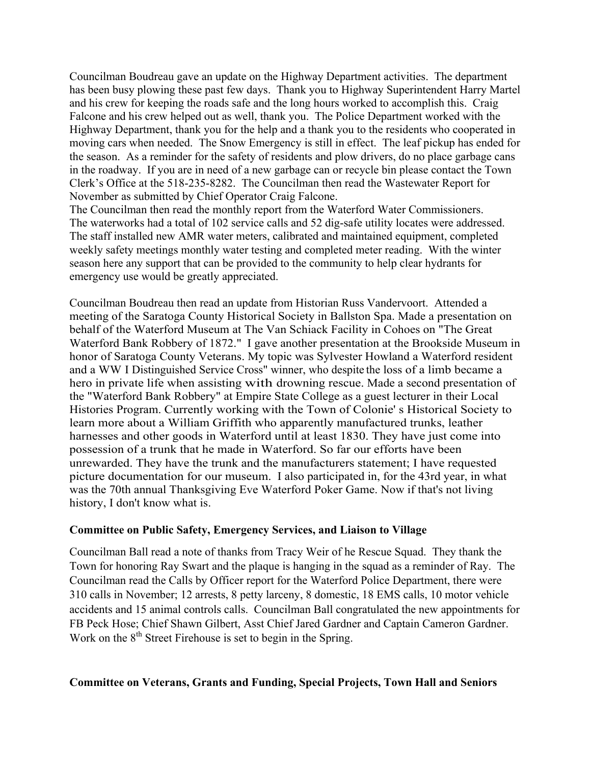Councilman Boudreau gave an update on the Highway Department activities. The department has been busy plowing these past few days. Thank you to Highway Superintendent Harry Martel and his crew for keeping the roads safe and the long hours worked to accomplish this. Craig Falcone and his crew helped out as well, thank you. The Police Department worked with the Highway Department, thank you for the help and a thank you to the residents who cooperated in moving cars when needed. The Snow Emergency is still in effect. The leaf pickup has ended for the season. As a reminder for the safety of residents and plow drivers, do no place garbage cans in the roadway. If you are in need of a new garbage can or recycle bin please contact the Town Clerk's Office at the 518-235-8282. The Councilman then read the Wastewater Report for November as submitted by Chief Operator Craig Falcone.
The Councilman then read the monthly report from the Waterford Water Commissioners. The waterworks had a total of 102 service calls and 52 dig-safe utility locates were addressed. The staff installed new AMR water meters, calibrated and maintained equipment, completed weekly safety meetings monthly water testing and completed meter reading. With the winter season here any support that can be provided to the community to help clear hydrants for emergency use would be greatly appreciated.

Councilman Boudreau then read an update from Historian Russ Vandervoort. Attended a meeting of the Saratoga County Historical Society in Ballston Spa. Made a presentation on behalf of the Waterford Museum at The Van Schiack Facility in Cohoes on "The Great Waterford Bank Robbery of 1872." I gave another presentation at the Brookside Museum in honor of Saratoga County Veterans. My topic was Sylvester Howland a Waterford resident and a WW I Distinguished Service Cross" winner, who despite the loss of a limb became a hero in private life when assisting with drowning rescue. Made a second presentation of the "Waterford Bank Robbery" at Empire State College as a guest lecturer in their Local Histories Program. Currently working with the Town of Colonie' s Historical Society to learn more about a William Griffith who apparently manufactured trunks, leather harnesses and other goods in Waterford until at least 1830. They have just come into possession of a trunk that he made in Waterford. So far our efforts have been unrewarded. They have the trunk and the manufacturers statement; I have requested picture documentation for our museum. I also participated in, for the 43rd year, in what was the 70th annual Thanksgiving Eve Waterford Poker Game. Now if that's not living history, I don't know what is.

**Committee on Public Safety, Emergency Services, and Liaison to Village**

Councilman Ball read a note of thanks from Tracy Weir of he Rescue Squad. They thank the Town for honoring Ray Swart and the plaque is hanging in the squad as a reminder of Ray. The Councilman read the Calls by Officer report for the Waterford Police Department, there were 310 calls in November; 12 arrests, 8 petty larceny, 8 domestic, 18 EMS calls, 10 motor vehicle accidents and 15 animal controls calls. Councilman Ball congratulated the new appointments for FB Peck Hose; Chief Shawn Gilbert, Asst Chief Jared Gardner and Captain Cameron Gardner. Work on the 8th Street Firehouse is set to begin in the Spring.

**Committee on Veterans, Grants and Funding, Special Projects, Town Hall and Seniors**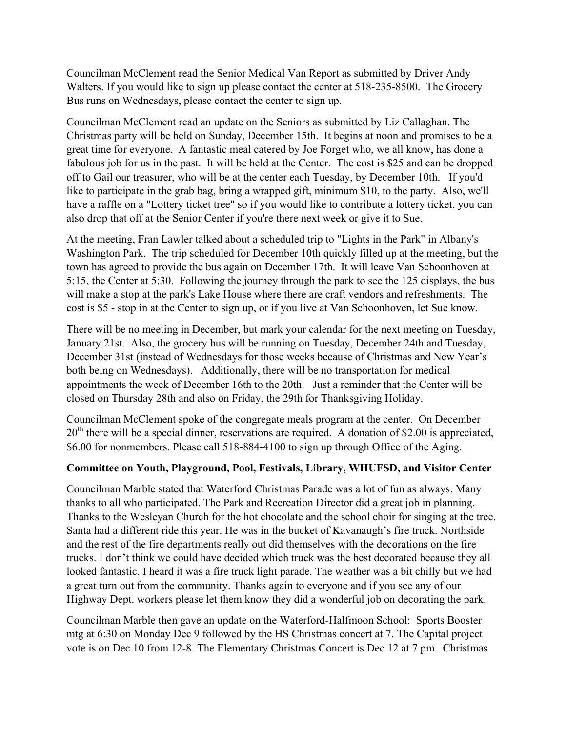Councilman McClement read the Senior Medical Van Report as submitted by Driver Andy Walters. If you would like to sign up please contact the center at 518-235-8500. The Grocery Bus runs on Wednesdays, please contact the center to sign up.

Councilman McClement read an update on the Seniors as submitted by Liz Callaghan. The Christmas party will be held on Sunday, December 15th. It begins at noon and promises to be a great time for everyone. A fantastic meal catered by Joe Forget who, we all know, has done a fabulous job for us in the past. It will be held at the Center. The cost is $25 and can be dropped off to Gail our treasurer, who will be at the center each Tuesday, by December 10th. If you'd like to participate in the grab bag, bring a wrapped gift, minimum $10, to the party. Also, we'll have a raffle on a "Lottery ticket tree" so if you would like to contribute a lottery ticket, you can also drop that off at the Senior Center if you're there next week or give it to Sue.

At the meeting, Fran Lawler talked about a scheduled trip to "Lights in the Park" in Albany's Washington Park. The trip scheduled for December 10th quickly filled up at the meeting, but the town has agreed to provide the bus again on December 17th. It will leave Van Schoonhoven at 5:15, the Center at 5:30. Following the journey through the park to see the 125 displays, the bus will make a stop at the park's Lake House where there are craft vendors and refreshments. The cost is $5 - stop in at the Center to sign up, or if you live at Van Schoonhoven, let Sue know.

There will be no meeting in December, but mark your calendar for the next meeting on Tuesday, January 21st. Also, the grocery bus will be running on Tuesday, December 24th and Tuesday, December 31st (instead of Wednesdays for those weeks because of Christmas and New Year's both being on Wednesdays). Additionally, there will be no transportation for medical appointments the week of December 16th to the 20th. Just a reminder that the Center will be closed on Thursday 28th and also on Friday, the 29th for Thanksgiving Holiday.

Councilman McClement spoke of the congregate meals program at the center. On December 20th there will be a special dinner, reservations are required. A donation of $2.00 is appreciated, $6.00 for nonmembers. Please call 518-884-4100 to sign up through Office of the Aging.

**Committee on Youth, Playground, Pool, Festivals, Library, WHUFSD, and Visitor Center**

Councilman Marble stated that Waterford Christmas Parade was a lot of fun as always. Many thanks to all who participated. The Park and Recreation Director did a great job in planning. Thanks to the Wesleyan Church for the hot chocolate and the school choir for singing at the tree. Santa had a different ride this year. He was in the bucket of Kavanaugh's fire truck. Northside and the rest of the fire departments really out did themselves with the decorations on the fire trucks. I don't think we could have decided which truck was the best decorated because they all looked fantastic. I heard it was a fire truck light parade. The weather was a bit chilly but we had a great turn out from the community. Thanks again to everyone and if you see any of our Highway Dept. workers please let them know they did a wonderful job on decorating the park.

Councilman Marble then gave an update on the Waterford-Halfmoon School: Sports Booster mtg at 6:30 on Monday Dec 9 followed by the HS Christmas concert at 7. The Capital project vote is on Dec 10 from 12-8. The Elementary Christmas Concert is Dec 12 at 7 pm. Christmas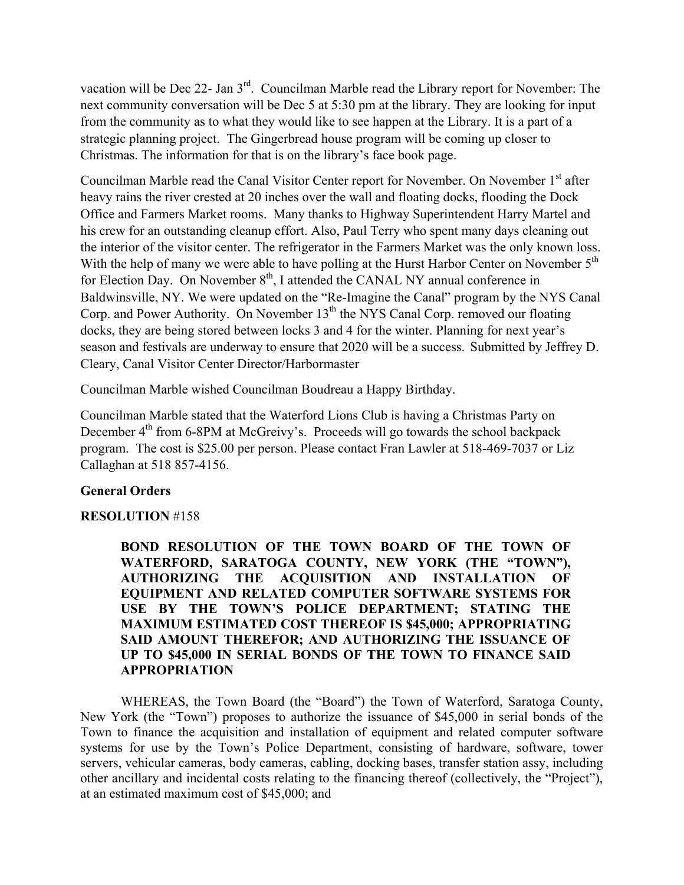vacation will be Dec 22- Jan 3rd. Councilman Marble read the Library report for November: The next community conversation will be Dec 5 at 5:30 pm at the library. They are looking for input from the community as to what they would like to see happen at the Library. It is a part of a strategic planning project. The Gingerbread house program will be coming up closer to Christmas. The information for that is on the library's face book page.

Councilman Marble read the Canal Visitor Center report for November. On November 1st after heavy rains the river crested at 20 inches over the wall and floating docks, flooding the Dock Office and Farmers Market rooms. Many thanks to Highway Superintendent Harry Martel and his crew for an outstanding cleanup effort. Also, Paul Terry who spent many days cleaning out the interior of the visitor center. The refrigerator in the Farmers Market was the only known loss. With the help of many we were able to have polling at the Hurst Harbor Center on November 5th for Election Day. On November 8th, I attended the CANAL NY annual conference in Baldwinsville, NY. We were updated on the "Re-Imagine the Canal" program by the NYS Canal Corp. and Power Authority. On November 13th the NYS Canal Corp. removed our floating docks, they are being stored between locks 3 and 4 for the winter. Planning for next year's season and festivals are underway to ensure that 2020 will be a success. Submitted by Jeffrey D. Cleary, Canal Visitor Center Director/Harbormaster

Councilman Marble wished Councilman Boudreau a Happy Birthday.

Councilman Marble stated that the Waterford Lions Club is having a Christmas Party on December 4th from 6-8PM at McGreivy's. Proceeds will go towards the school backpack program. The cost is $25.00 per person. Please contact Fran Lawler at 518-469-7037 or Liz Callaghan at 518 857-4156.

**General Orders**

**RESOLUTION** #158

**BOND RESOLUTION OF THE TOWN BOARD OF THE TOWN OF WATERFORD, SARATOGA COUNTY, NEW YORK (THE "TOWN"), AUTHORIZING THE ACQUISITION AND INSTALLATION OF EQUIPMENT AND RELATED COMPUTER SOFTWARE SYSTEMS FOR USE BY THE TOWN'S POLICE DEPARTMENT; STATING THE MAXIMUM ESTIMATED COST THEREOF IS $45,000; APPROPRIATING SAID AMOUNT THEREFOR; AND AUTHORIZING THE ISSUANCE OF UP TO $45,000 IN SERIAL BONDS OF THE TOWN TO FINANCE SAID APPROPRIATION**

WHEREAS, the Town Board (the "Board") the Town of Waterford, Saratoga County, New York (the "Town") proposes to authorize the issuance of $45,000 in serial bonds of the Town to finance the acquisition and installation of equipment and related computer software systems for use by the Town's Police Department, consisting of hardware, software, tower servers, vehicular cameras, body cameras, cabling, docking bases, transfer station assy, including other ancillary and incidental costs relating to the financing thereof (collectively, the "Project"), at an estimated maximum cost of $45,000; and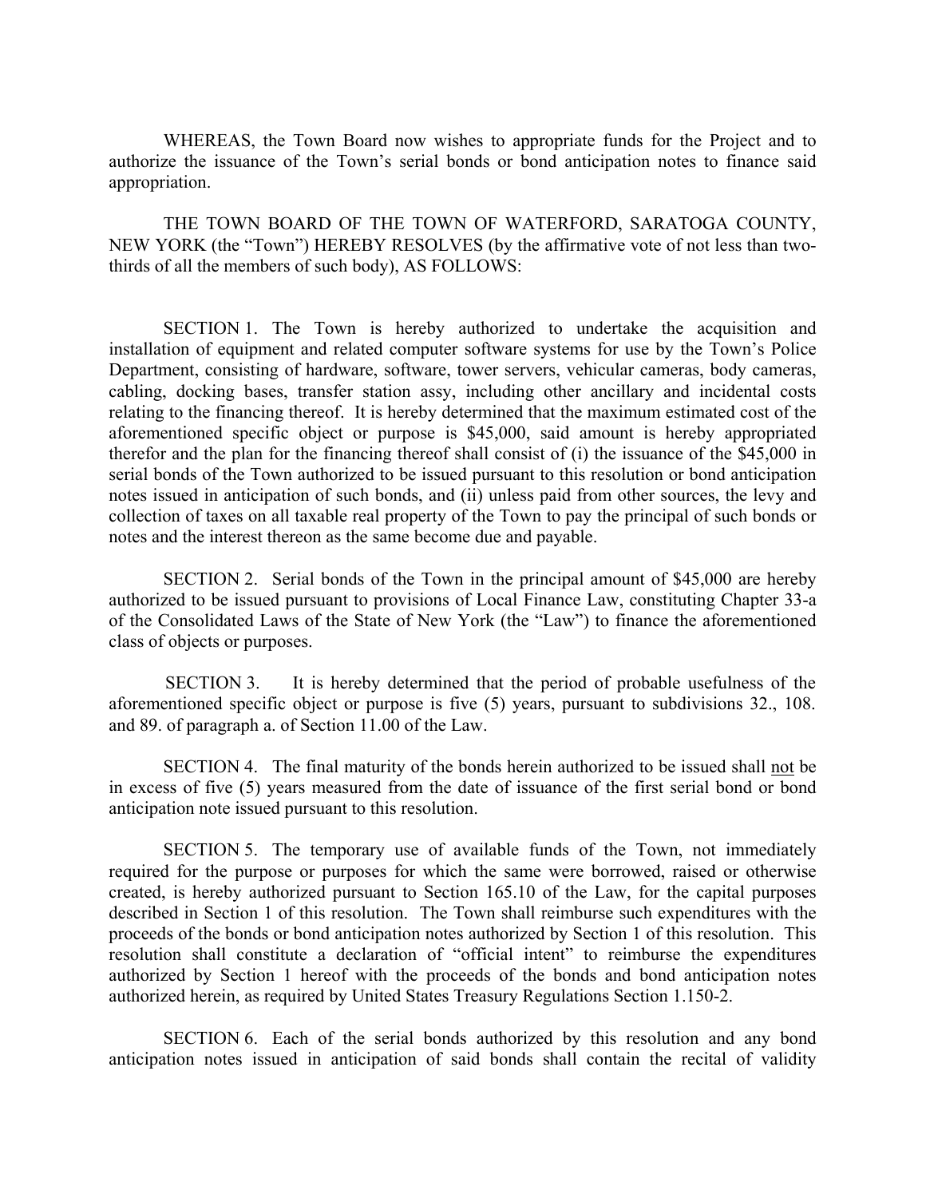WHEREAS, the Town Board now wishes to appropriate funds for the Project and to authorize the issuance of the Town's serial bonds or bond anticipation notes to finance said appropriation.

THE TOWN BOARD OF THE TOWN OF WATERFORD, SARATOGA COUNTY, NEW YORK (the "Town") HEREBY RESOLVES (by the affirmative vote of not less than two-thirds of all the members of such body), AS FOLLOWS:

SECTION 1. The Town is hereby authorized to undertake the acquisition and installation of equipment and related computer software systems for use by the Town's Police Department, consisting of hardware, software, tower servers, vehicular cameras, body cameras, cabling, docking bases, transfer station assy, including other ancillary and incidental costs relating to the financing thereof. It is hereby determined that the maximum estimated cost of the aforementioned specific object or purpose is $45,000, said amount is hereby appropriated therefor and the plan for the financing thereof shall consist of (i) the issuance of the $45,000 in serial bonds of the Town authorized to be issued pursuant to this resolution or bond anticipation notes issued in anticipation of such bonds, and (ii) unless paid from other sources, the levy and collection of taxes on all taxable real property of the Town to pay the principal of such bonds or notes and the interest thereon as the same become due and payable.

SECTION 2. Serial bonds of the Town in the principal amount of $45,000 are hereby authorized to be issued pursuant to provisions of Local Finance Law, constituting Chapter 33-a of the Consolidated Laws of the State of New York (the "Law") to finance the aforementioned class of objects or purposes.

SECTION 3. It is hereby determined that the period of probable usefulness of the aforementioned specific object or purpose is five (5) years, pursuant to subdivisions 32., 108. and 89. of paragraph a. of Section 11.00 of the Law.

SECTION 4. The final maturity of the bonds herein authorized to be issued shall <u>not</u> be in excess of five (5) years measured from the date of issuance of the first serial bond or bond anticipation note issued pursuant to this resolution.

SECTION 5. The temporary use of available funds of the Town, not immediately required for the purpose or purposes for which the same were borrowed, raised or otherwise created, is hereby authorized pursuant to Section 165.10 of the Law, for the capital purposes described in Section 1 of this resolution. The Town shall reimburse such expenditures with the proceeds of the bonds or bond anticipation notes authorized by Section 1 of this resolution. This resolution shall constitute a declaration of "official intent" to reimburse the expenditures authorized by Section 1 hereof with the proceeds of the bonds and bond anticipation notes authorized herein, as required by United States Treasury Regulations Section 1.150-2.

SECTION 6. Each of the serial bonds authorized by this resolution and any bond anticipation notes issued in anticipation of said bonds shall contain the recital of validity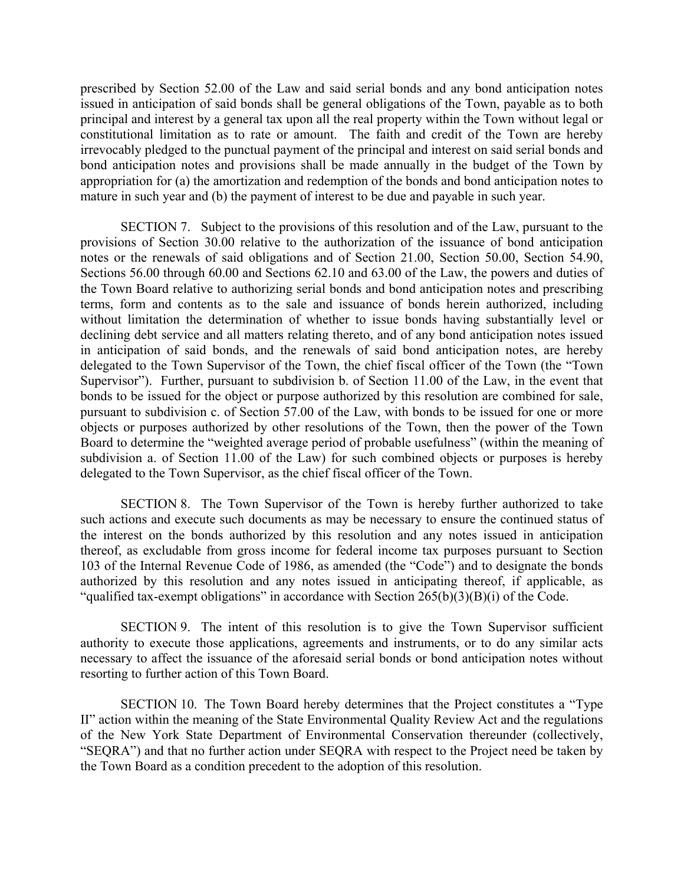prescribed by Section 52.00 of the Law and said serial bonds and any bond anticipation notes issued in anticipation of said bonds shall be general obligations of the Town, payable as to both principal and interest by a general tax upon all the real property within the Town without legal or constitutional limitation as to rate or amount. The faith and credit of the Town are hereby irrevocably pledged to the punctual payment of the principal and interest on said serial bonds and bond anticipation notes and provisions shall be made annually in the budget of the Town by appropriation for (a) the amortization and redemption of the bonds and bond anticipation notes to mature in such year and (b) the payment of interest to be due and payable in such year.

SECTION 7. Subject to the provisions of this resolution and of the Law, pursuant to the provisions of Section 30.00 relative to the authorization of the issuance of bond anticipation notes or the renewals of said obligations and of Section 21.00, Section 50.00, Section 54.90, Sections 56.00 through 60.00 and Sections 62.10 and 63.00 of the Law, the powers and duties of the Town Board relative to authorizing serial bonds and bond anticipation notes and prescribing terms, form and contents as to the sale and issuance of bonds herein authorized, including without limitation the determination of whether to issue bonds having substantially level or declining debt service and all matters relating thereto, and of any bond anticipation notes issued in anticipation of said bonds, and the renewals of said bond anticipation notes, are hereby delegated to the Town Supervisor of the Town, the chief fiscal officer of the Town (the "Town Supervisor"). Further, pursuant to subdivision b. of Section 11.00 of the Law, in the event that bonds to be issued for the object or purpose authorized by this resolution are combined for sale, pursuant to subdivision c. of Section 57.00 of the Law, with bonds to be issued for one or more objects or purposes authorized by other resolutions of the Town, then the power of the Town Board to determine the "weighted average period of probable usefulness" (within the meaning of subdivision a. of Section 11.00 of the Law) for such combined objects or purposes is hereby delegated to the Town Supervisor, as the chief fiscal officer of the Town.

SECTION 8. The Town Supervisor of the Town is hereby further authorized to take such actions and execute such documents as may be necessary to ensure the continued status of the interest on the bonds authorized by this resolution and any notes issued in anticipation thereof, as excludable from gross income for federal income tax purposes pursuant to Section 103 of the Internal Revenue Code of 1986, as amended (the "Code") and to designate the bonds authorized by this resolution and any notes issued in anticipating thereof, if applicable, as "qualified tax-exempt obligations" in accordance with Section 265(b)(3)(B)(i) of the Code.

SECTION 9. The intent of this resolution is to give the Town Supervisor sufficient authority to execute those applications, agreements and instruments, or to do any similar acts necessary to affect the issuance of the aforesaid serial bonds or bond anticipation notes without resorting to further action of this Town Board.

SECTION 10. The Town Board hereby determines that the Project constitutes a "Type II" action within the meaning of the State Environmental Quality Review Act and the regulations of the New York State Department of Environmental Conservation thereunder (collectively, "SEQRA") and that no further action under SEQRA with respect to the Project need be taken by the Town Board as a condition precedent to the adoption of this resolution.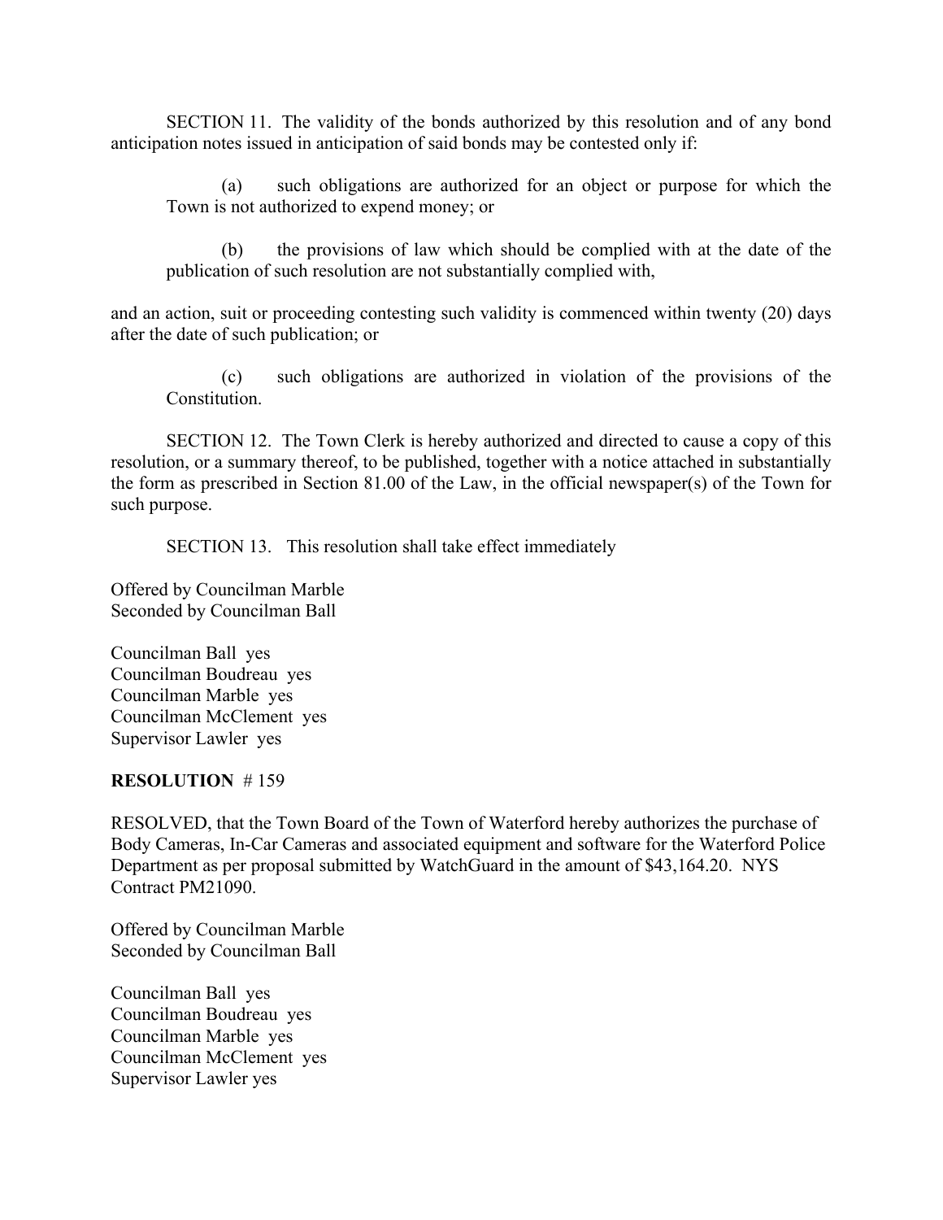SECTION 11. The validity of the bonds authorized by this resolution and of any bond anticipation notes issued in anticipation of said bonds may be contested only if:

(a) such obligations are authorized for an object or purpose for which the Town is not authorized to expend money; or

(b) the provisions of law which should be complied with at the date of the publication of such resolution are not substantially complied with,

and an action, suit or proceeding contesting such validity is commenced within twenty (20) days after the date of such publication; or

(c) such obligations are authorized in violation of the provisions of the Constitution.

SECTION 12. The Town Clerk is hereby authorized and directed to cause a copy of this resolution, or a summary thereof, to be published, together with a notice attached in substantially the form as prescribed in Section 81.00 of the Law, in the official newspaper(s) of the Town for such purpose.

SECTION 13. This resolution shall take effect immediately

Offered by Councilman Marble
Seconded by Councilman Ball

Councilman Ball yes
Councilman Boudreau yes
Councilman Marble yes
Councilman McClement yes
Supervisor Lawler yes

**RESOLUTION** # 159

RESOLVED, that the Town Board of the Town of Waterford hereby authorizes the purchase of Body Cameras, In-Car Cameras and associated equipment and software for the Waterford Police Department as per proposal submitted by WatchGuard in the amount of $43,164.20. NYS Contract PM21090.

Offered by Councilman Marble
Seconded by Councilman Ball

Councilman Ball yes
Councilman Boudreau yes
Councilman Marble yes
Councilman McClement yes
Supervisor Lawler yes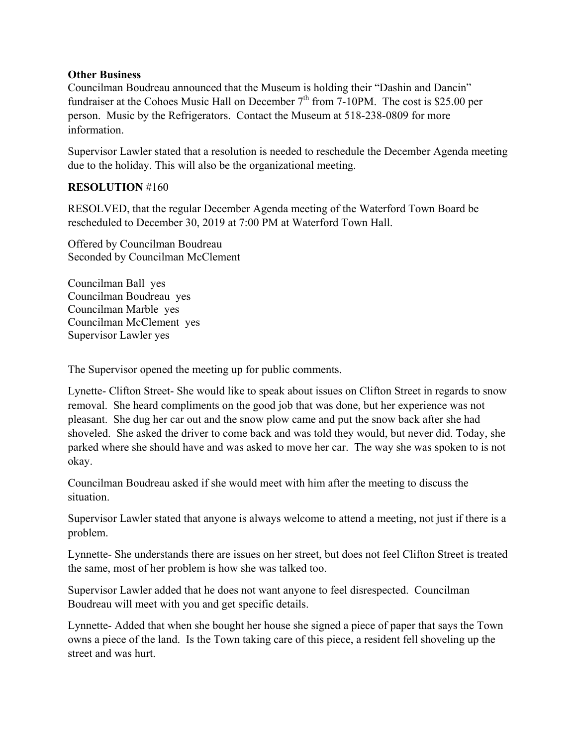**Other Business**

Councilman Boudreau announced that the Museum is holding their "Dashin and Dancin" fundraiser at the Cohoes Music Hall on December 7th from 7-10PM. The cost is $25.00 per person. Music by the Refrigerators. Contact the Museum at 518-238-0809 for more information.

Supervisor Lawler stated that a resolution is needed to reschedule the December Agenda meeting due to the holiday. This will also be the organizational meeting.

**RESOLUTION** #160

RESOLVED, that the regular December Agenda meeting of the Waterford Town Board be rescheduled to December 30, 2019 at 7:00 PM at Waterford Town Hall.

Offered by Councilman Boudreau
Seconded by Councilman McClement

Councilman Ball yes
Councilman Boudreau yes
Councilman Marble yes
Councilman McClement yes
Supervisor Lawler yes

The Supervisor opened the meeting up for public comments.

Lynette- Clifton Street- She would like to speak about issues on Clifton Street in regards to snow removal. She heard compliments on the good job that was done, but her experience was not pleasant. She dug her car out and the snow plow came and put the snow back after she had shoveled. She asked the driver to come back and was told they would, but never did. Today, she parked where she should have and was asked to move her car. The way she was spoken to is not okay.

Councilman Boudreau asked if she would meet with him after the meeting to discuss the situation.

Supervisor Lawler stated that anyone is always welcome to attend a meeting, not just if there is a problem.

Lynnette- She understands there are issues on her street, but does not feel Clifton Street is treated the same, most of her problem is how she was talked too.

Supervisor Lawler added that he does not want anyone to feel disrespected. Councilman Boudreau will meet with you and get specific details.

Lynnette- Added that when she bought her house she signed a piece of paper that says the Town owns a piece of the land. Is the Town taking care of this piece, a resident fell shoveling up the street and was hurt.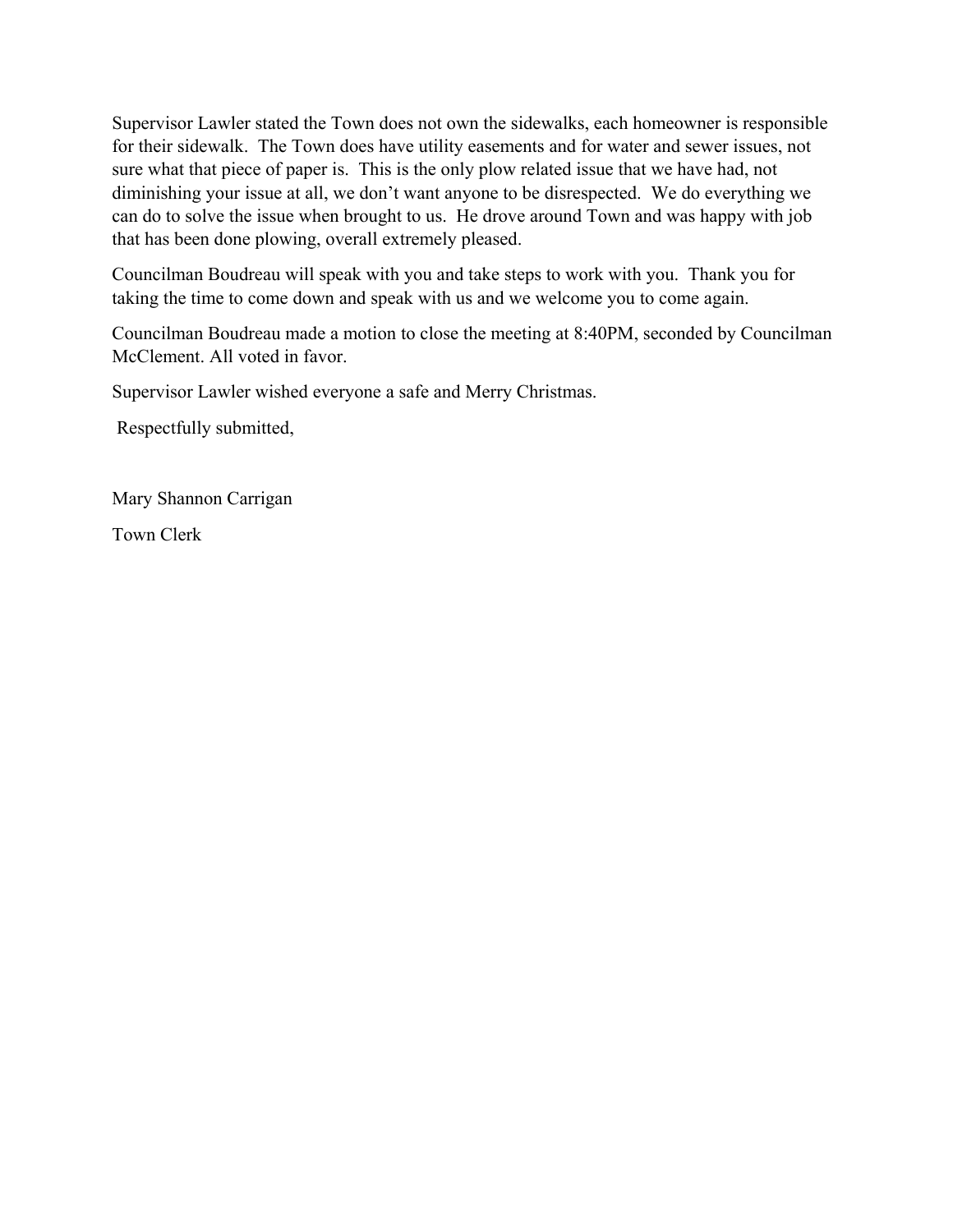Supervisor Lawler stated the Town does not own the sidewalks, each homeowner is responsible for their sidewalk. The Town does have utility easements and for water and sewer issues, not sure what that piece of paper is. This is the only plow related issue that we have had, not diminishing your issue at all, we don't want anyone to be disrespected. We do everything we can do to solve the issue when brought to us. He drove around Town and was happy with job that has been done plowing, overall extremely pleased.

Councilman Boudreau will speak with you and take steps to work with you. Thank you for taking the time to come down and speak with us and we welcome you to come again.

Councilman Boudreau made a motion to close the meeting at 8:40PM, seconded by Councilman McClement. All voted in favor.

Supervisor Lawler wished everyone a safe and Merry Christmas.

Respectfully submitted,

Mary Shannon Carrigan

Town Clerk